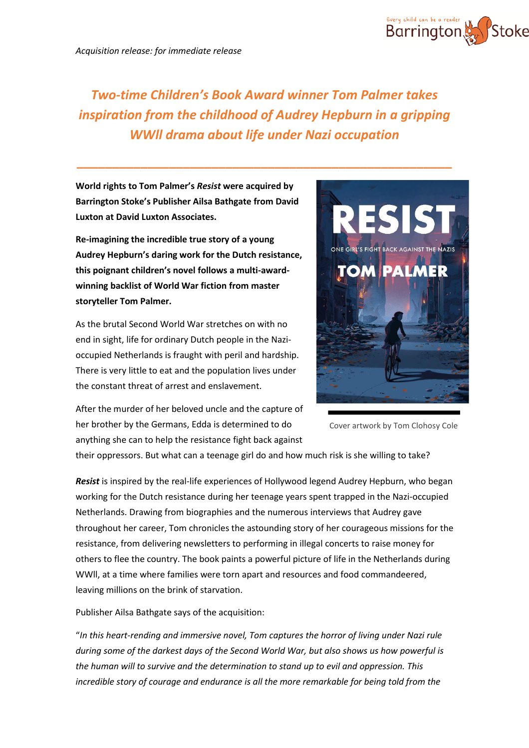*Acquisition release: for immediate release*

# *Two-time Children's Book Award winner Tom Palmer takes inspiration from the childhood of Audrey Hepburn in a gripping WWII drama about life under Nazi occupation*

---

**World rights to Tom Palmer's *Resist* were acquired by Barrington Stoke's Publisher Ailsa Bathgate from David Luxton at David Luxton Associates.**

**Re-imagining the incredible true story of a young Audrey Hepburn's daring work for the Dutch resistance, this poignant children's novel follows a multi-award-winning backlist of World War fiction from master storyteller Tom Palmer.**

As the brutal Second World War stretches on with no end in sight, life for ordinary Dutch people in the Nazi-occupied Netherlands is fraught with peril and hardship. There is very little to eat and the population lives under the constant threat of arrest and enslavement.

After the murder of her beloved uncle and the capture of her brother by the Germans, Edda is determined to do anything she can to help the resistance fight back against their oppressors. But what can a teenage girl do and how much risk is she willing to take?

Cover artwork by Tom Clohosy Cole

***Resist*** is inspired by the real-life experiences of Hollywood legend Audrey Hepburn, who began working for the Dutch resistance during her teenage years spent trapped in the Nazi-occupied Netherlands. Drawing from biographies and the numerous interviews that Audrey gave throughout her career, Tom chronicles the astounding story of her courageous missions for the resistance, from delivering newsletters to performing in illegal concerts to raise money for others to flee the country. The book paints a powerful picture of life in the Netherlands during WWII, at a time where families were torn apart and resources and food commandeered, leaving millions on the brink of starvation.

Publisher Ailsa Bathgate says of the acquisition:

"*In this heart-rending and immersive novel, Tom captures the horror of living under Nazi rule during some of the darkest days of the Second World War, but also shows us how powerful is the human will to survive and the determination to stand up to evil and oppression. This incredible story of courage and endurance is all the more remarkable for being told from the*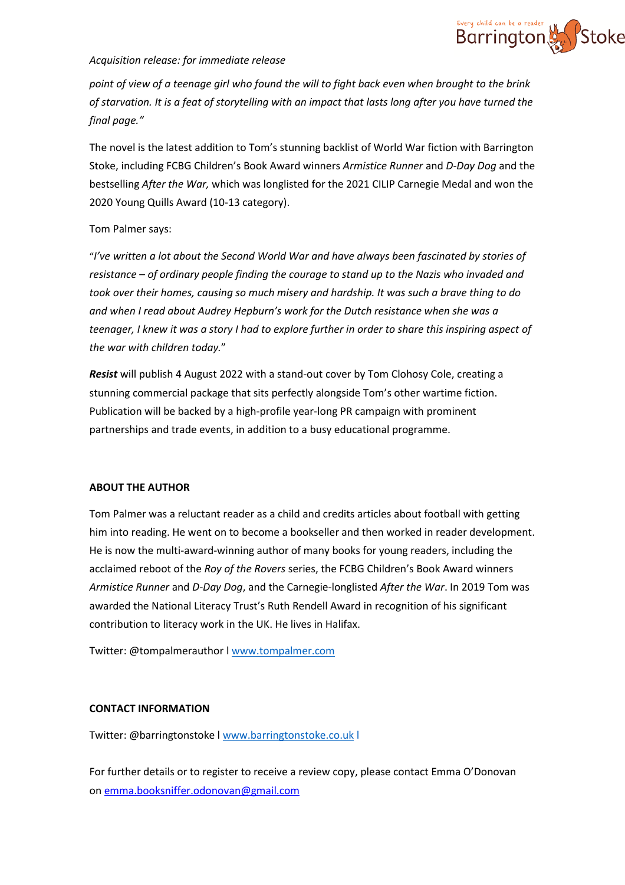*Acquisition release: for immediate release*

*point of view of a teenage girl who found the will to fight back even when brought to the brink of starvation. It is a feat of storytelling with an impact that lasts long after you have turned the final page."*

The novel is the latest addition to Tom's stunning backlist of World War fiction with Barrington Stoke, including FCBG Children's Book Award winners *Armistice Runner* and *D-Day Dog* and the bestselling *After the War,* which was longlisted for the 2021 CILIP Carnegie Medal and won the 2020 Young Quills Award (10-13 category).

Tom Palmer says:

"*I've written a lot about the Second World War and have always been fascinated by stories of resistance – of ordinary people finding the courage to stand up to the Nazis who invaded and took over their homes, causing so much misery and hardship. It was such a brave thing to do and when I read about Audrey Hepburn's work for the Dutch resistance when she was a teenager, I knew it was a story I had to explore further in order to share this inspiring aspect of the war with children today.*"

***Resist*** will publish 4 August 2022 with a stand-out cover by Tom Clohosy Cole, creating a stunning commercial package that sits perfectly alongside Tom's other wartime fiction. Publication will be backed by a high-profile year-long PR campaign with prominent partnerships and trade events, in addition to a busy educational programme.

**ABOUT THE AUTHOR**

Tom Palmer was a reluctant reader as a child and credits articles about football with getting him into reading. He went on to become a bookseller and then worked in reader development. He is now the multi-award-winning author of many books for young readers, including the acclaimed reboot of the *Roy of the Rovers* series, the FCBG Children's Book Award winners *Armistice Runner* and *D-Day Dog*, and the Carnegie-longlisted *After the War*. In 2019 Tom was awarded the National Literacy Trust's Ruth Rendell Award in recognition of his significant contribution to literacy work in the UK. He lives in Halifax.

Twitter: @tompalmerauthor l www.tompalmer.com

**CONTACT INFORMATION**

Twitter: @barringtonstoke l www.barringtonstoke.co.uk l

For further details or to register to receive a review copy, please contact Emma O'Donovan on emma.booksniffer.odonovan@gmail.com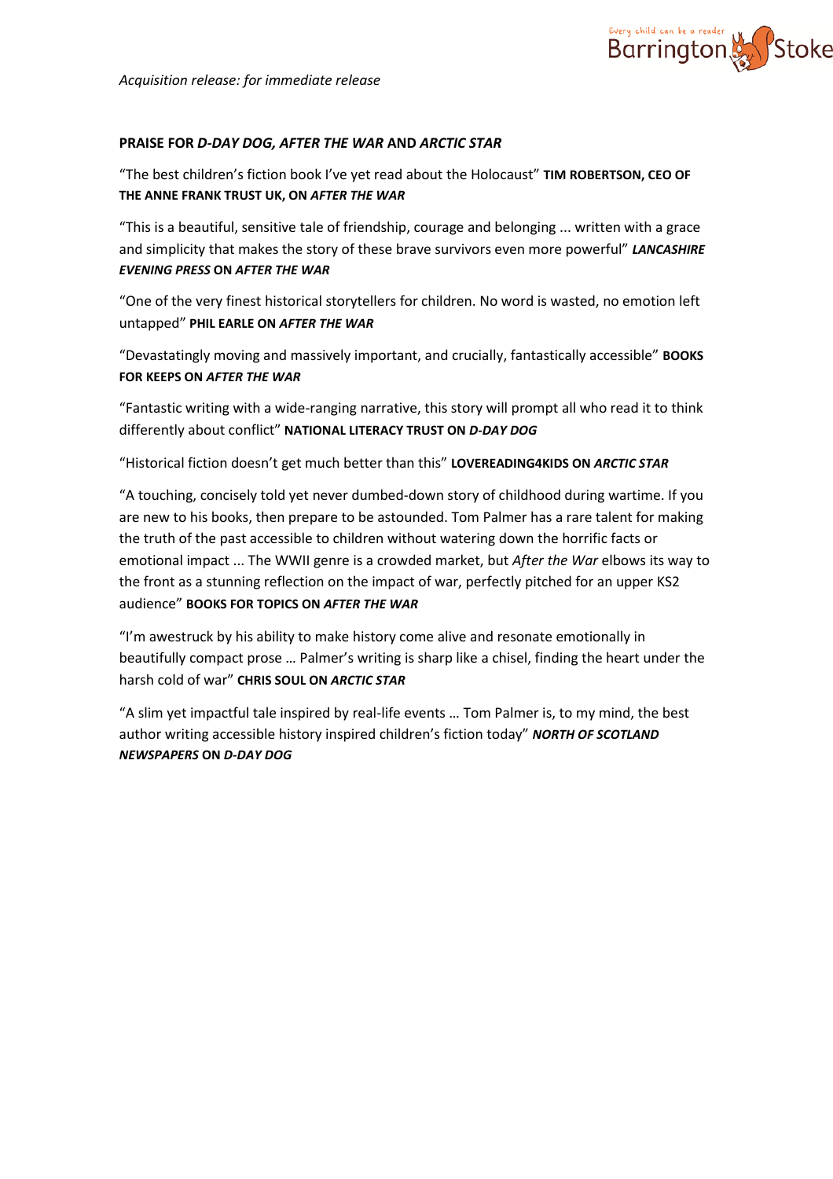*Acquisition release: for immediate release*

**PRAISE FOR *D-DAY DOG, AFTER THE WAR* AND *ARCTIC STAR***

"The best children's fiction book I've yet read about the Holocaust" **TIM ROBERTSON, CEO OF THE ANNE FRANK TRUST UK, ON *AFTER THE WAR***

"This is a beautiful, sensitive tale of friendship, courage and belonging ... written with a grace and simplicity that makes the story of these brave survivors even more powerful" ***LANCASHIRE EVENING PRESS* ON *AFTER THE WAR***

"One of the very finest historical storytellers for children. No word is wasted, no emotion left untapped" **PHIL EARLE ON *AFTER THE WAR***

"Devastatingly moving and massively important, and crucially, fantastically accessible" **BOOKS FOR KEEPS ON *AFTER THE WAR***

"Fantastic writing with a wide-ranging narrative, this story will prompt all who read it to think differently about conflict" **NATIONAL LITERACY TRUST ON *D-DAY DOG***

"Historical fiction doesn't get much better than this" **LOVEREADING4KIDS ON *ARCTIC STAR***

"A touching, concisely told yet never dumbed-down story of childhood during wartime. If you are new to his books, then prepare to be astounded. Tom Palmer has a rare talent for making the truth of the past accessible to children without watering down the horrific facts or emotional impact ... The WWII genre is a crowded market, but *After the War* elbows its way to the front as a stunning reflection on the impact of war, perfectly pitched for an upper KS2 audience" **BOOKS FOR TOPICS ON *AFTER THE WAR***

"I'm awestruck by his ability to make history come alive and resonate emotionally in beautifully compact prose … Palmer's writing is sharp like a chisel, finding the heart under the harsh cold of war" **CHRIS SOUL ON *ARCTIC STAR***

"A slim yet impactful tale inspired by real-life events … Tom Palmer is, to my mind, the best author writing accessible history inspired children's fiction today" ***NORTH OF SCOTLAND NEWSPAPERS* ON *D-DAY DOG***